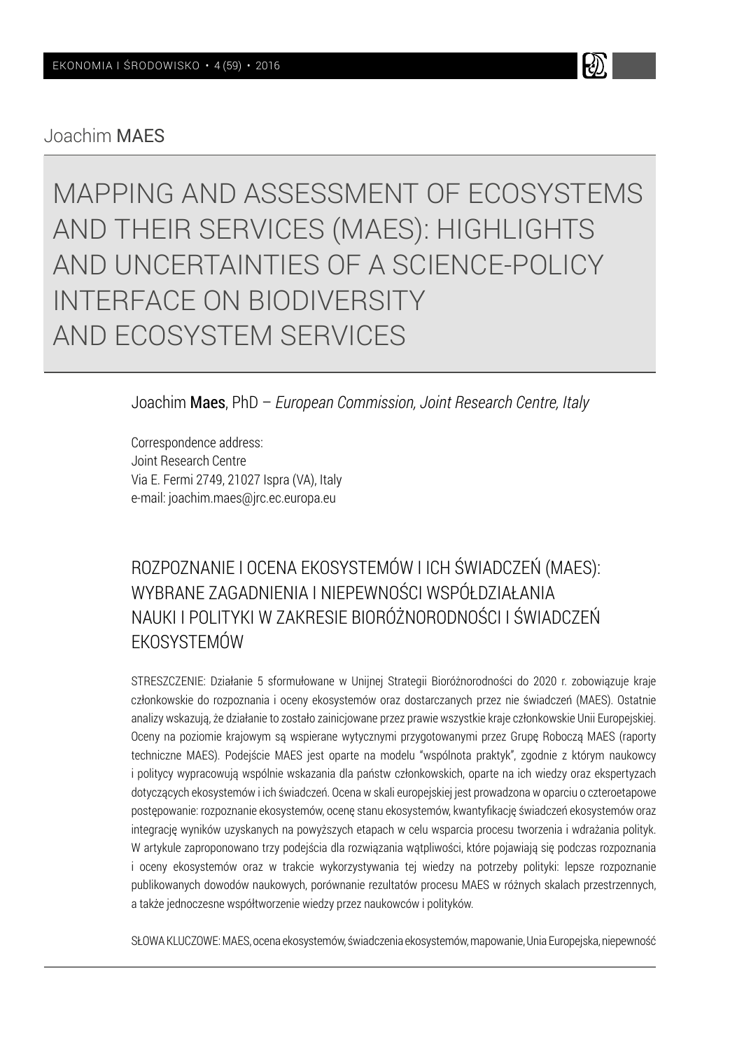Joachim **MAES**

# MAPPING AND ASSESSMENT OF ECOSYSTEMS AND THEIR SERVICES (MAES): HIGHLIGHTS AND UNCERTAINTIES OF A SCIENCE-POLICY INTERFACE ON BIODIVERSITY AND ECOSYSTEM SERVICES

Joachim **Maes**, PhD – *European Commission, Joint Research Centre, Italy*

Correspondence address:
Joint Research Centre
Via E. Fermi 2749, 21027 Ispra (VA), Italy
e-mail: joachim.maes@jrc.ec.europa.eu

## ROZPOZNANIE I OCENA EKOSYSTEMÓW I ICH ŚWIADCZEŃ (MAES): WYBRANE ZAGADNIENIA I NIEPEWNOŚCI WSPÓŁDZIAŁANIA NAUKI I POLITYKI W ZAKRESIE BIORÓŻNORODNOŚCI I ŚWIADCZEŃ EKOSYSTEMÓW

STRESZCZENIE: Działanie 5 sformułowane w Unijnej Strategii Bioróżnorodności do 2020 r. zobowiązuje kraje członkowskie do rozpoznania i oceny ekosystemów oraz dostarczanych przez nie świadczeń (MAES). Ostatnie analizy wskazują, że działanie to zostało zainicjowane przez prawie wszystkie kraje członkowskie Unii Europejskiej. Oceny na poziomie krajowym są wspierane wytycznymi przygotowanymi przez Grupę Roboczą MAES (raporty techniczne MAES). Podejście MAES jest oparte na modelu "wspólnota praktyk", zgodnie z którym naukowcy i politycy wypracowują wspólnie wskazania dla państw członkowskich, oparte na ich wiedzy oraz ekspertyzach dotyczących ekosystemów i ich świadczeń. Ocena w skali europejskiej jest prowadzona w oparciu o czteroetapowe postępowanie: rozpoznanie ekosystemów, ocenę stanu ekosystemów, kwantyfikację świadczeń ekosystemów oraz integrację wyników uzyskanych na powyższych etapach w celu wsparcia procesu tworzenia i wdrażania polityk. W artykule zaproponowano trzy podejścia dla rozwiązania wątpliwości, które pojawiają się podczas rozpoznania i oceny ekosystemów oraz w trakcie wykorzystywania tej wiedzy na potrzeby polityki: lepsze rozpoznanie publikowanych dowodów naukowych, porównanie rezultatów procesu MAES w różnych skalach przestrzennych, a także jednoczesne współtworzenie wiedzy przez naukowców i polityków.

SŁOWA KLUCZOWE: MAES, ocena ekosystemów, świadczenia ekosystemów, mapowanie, Unia Europejska, niepewność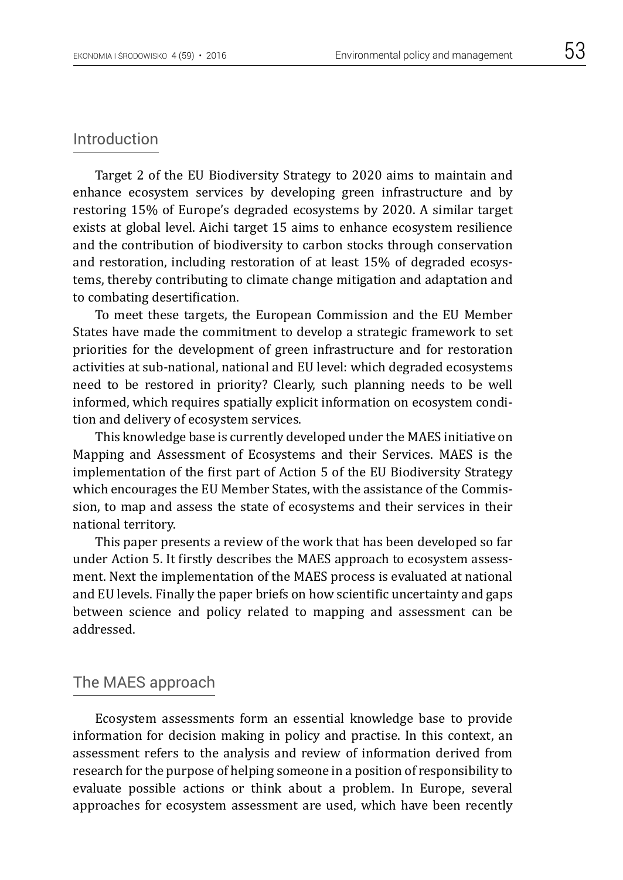## Introduction

Target 2 of the EU Biodiversity Strategy to 2020 aims to maintain and enhance ecosystem services by developing green infrastructure and by restoring 15% of Europe's degraded ecosystems by 2020. A similar target exists at global level. Aichi target 15 aims to enhance ecosystem resilience and the contribution of biodiversity to carbon stocks through conservation and restoration, including restoration of at least 15% of degraded ecosystems, thereby contributing to climate change mitigation and adaptation and to combating desertification.

To meet these targets, the European Commission and the EU Member States have made the commitment to develop a strategic framework to set priorities for the development of green infrastructure and for restoration activities at sub-national, national and EU level: which degraded ecosystems need to be restored in priority? Clearly, such planning needs to be well informed, which requires spatially explicit information on ecosystem condition and delivery of ecosystem services.

This knowledge base is currently developed under the MAES initiative on Mapping and Assessment of Ecosystems and their Services. MAES is the implementation of the first part of Action 5 of the EU Biodiversity Strategy which encourages the EU Member States, with the assistance of the Commission, to map and assess the state of ecosystems and their services in their national territory.

This paper presents a review of the work that has been developed so far under Action 5. It firstly describes the MAES approach to ecosystem assessment. Next the implementation of the MAES process is evaluated at national and EU levels. Finally the paper briefs on how scientific uncertainty and gaps between science and policy related to mapping and assessment can be addressed.

## The MAES approach

Ecosystem assessments form an essential knowledge base to provide information for decision making in policy and practise. In this context, an assessment refers to the analysis and review of information derived from research for the purpose of helping someone in a position of responsibility to evaluate possible actions or think about a problem. In Europe, several approaches for ecosystem assessment are used, which have been recently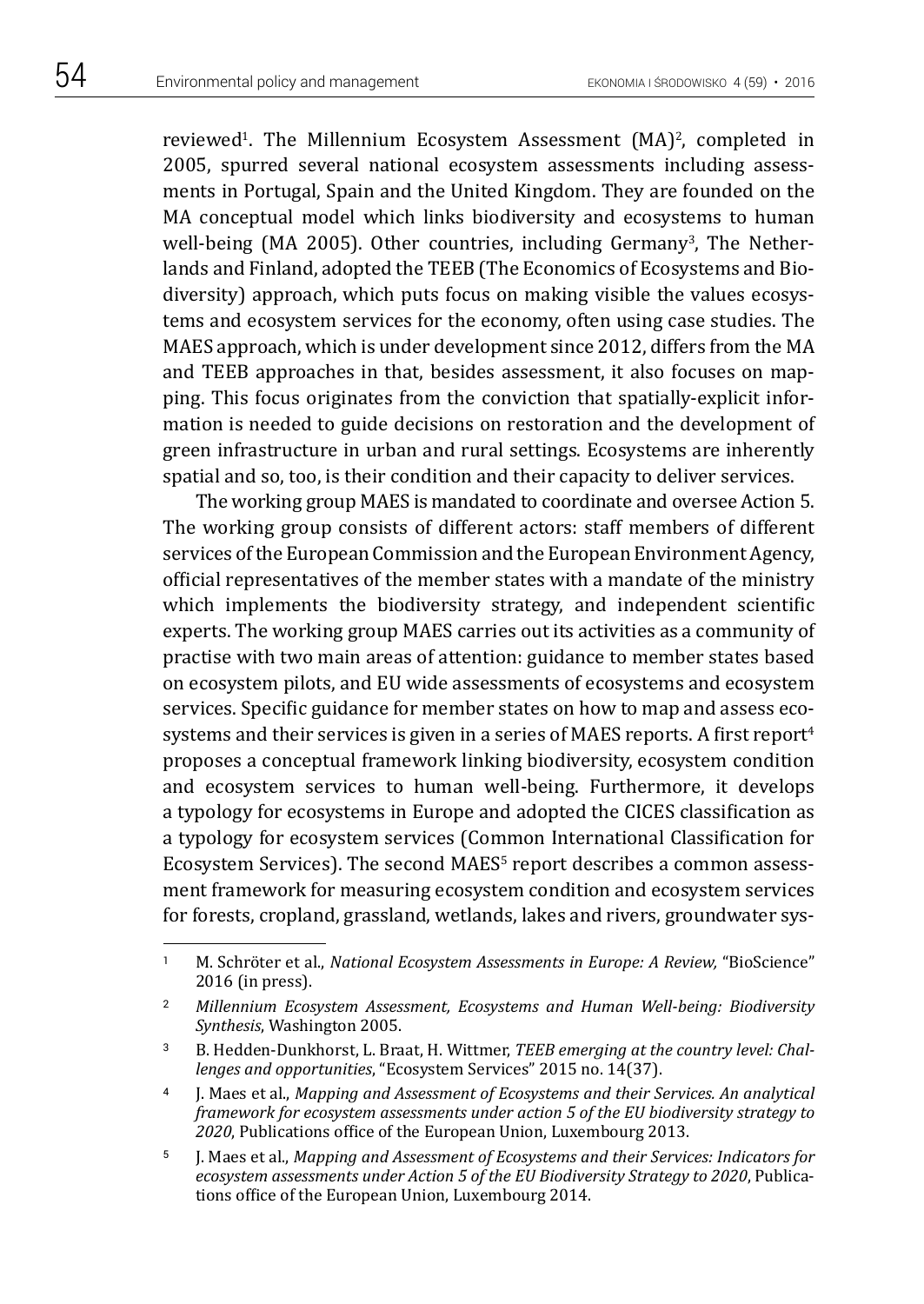reviewed[1]. The Millennium Ecosystem Assessment (MA)[2], completed in 2005, spurred several national ecosystem assessments including assessments in Portugal, Spain and the United Kingdom. They are founded on the MA conceptual model which links biodiversity and ecosystems to human well-being (MA 2005). Other countries, including Germany[3], The Netherlands and Finland, adopted the TEEB (The Economics of Ecosystems and Biodiversity) approach, which puts focus on making visible the values ecosystems and ecosystem services for the economy, often using case studies. The MAES approach, which is under development since 2012, differs from the MA and TEEB approaches in that, besides assessment, it also focuses on mapping. This focus originates from the conviction that spatially-explicit information is needed to guide decisions on restoration and the development of green infrastructure in urban and rural settings. Ecosystems are inherently spatial and so, too, is their condition and their capacity to deliver services.

The working group MAES is mandated to coordinate and oversee Action 5. The working group consists of different actors: staff members of different services of the European Commission and the European Environment Agency, official representatives of the member states with a mandate of the ministry which implements the biodiversity strategy, and independent scientific experts. The working group MAES carries out its activities as a community of practise with two main areas of attention: guidance to member states based on ecosystem pilots, and EU wide assessments of ecosystems and ecosystem services. Specific guidance for member states on how to map and assess ecosystems and their services is given in a series of MAES reports. A first report[4] proposes a conceptual framework linking biodiversity, ecosystem condition and ecosystem services to human well-being. Furthermore, it develops a typology for ecosystems in Europe and adopted the CICES classification as a typology for ecosystem services (Common International Classification for Ecosystem Services). The second MAES[5] report describes a common assessment framework for measuring ecosystem condition and ecosystem services for forests, cropland, grassland, wetlands, lakes and rivers, groundwater sys-

---

[1] M. Schröter et al., *National Ecosystem Assessments in Europe: A Review,* "BioScience" 2016 (in press).

[2] *Millennium Ecosystem Assessment, Ecosystems and Human Well-being: Biodiversity Synthesis*, Washington 2005.

[3] B. Hedden-Dunkhorst, L. Braat, H. Wittmer, *TEEB emerging at the country level: Challenges and opportunities*, "Ecosystem Services" 2015 no. 14(37).

[4] J. Maes et al., *Mapping and Assessment of Ecosystems and their Services. An analytical framework for ecosystem assessments under action 5 of the EU biodiversity strategy to 2020*, Publications office of the European Union, Luxembourg 2013.

[5] J. Maes et al., *Mapping and Assessment of Ecosystems and their Services: Indicators for ecosystem assessments under Action 5 of the EU Biodiversity Strategy to 2020*, Publications office of the European Union, Luxembourg 2014.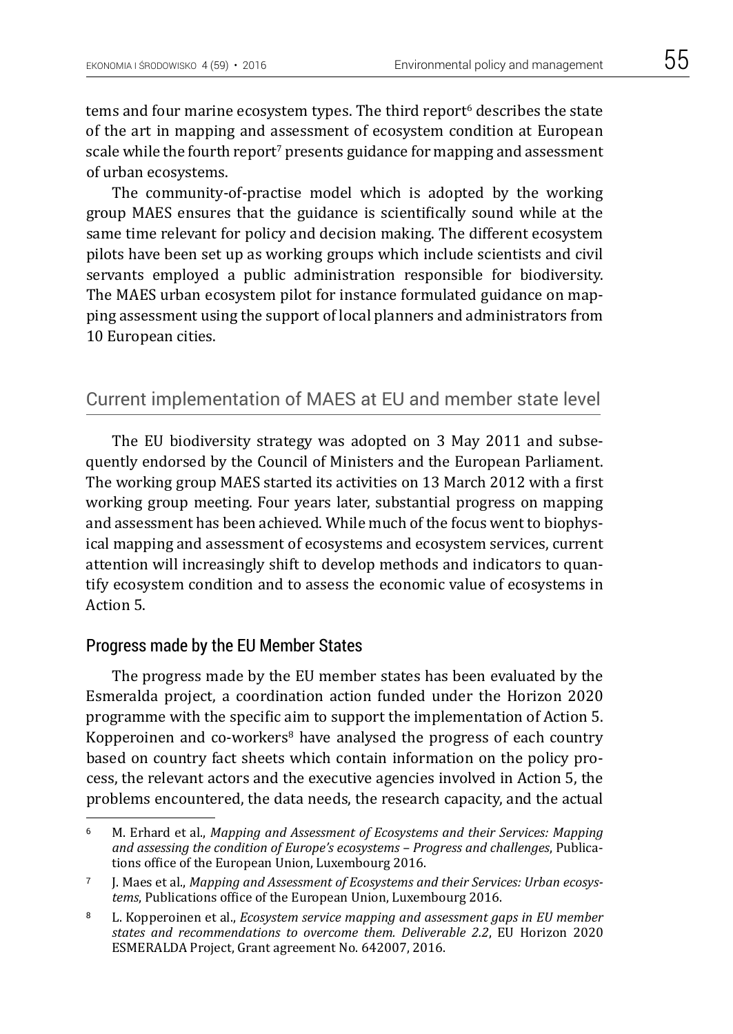tems and four marine ecosystem types. The third report[6] describes the state of the art in mapping and assessment of ecosystem condition at European scale while the fourth report[7] presents guidance for mapping and assessment of urban ecosystems.

The community-of-practise model which is adopted by the working group MAES ensures that the guidance is scientifically sound while at the same time relevant for policy and decision making. The different ecosystem pilots have been set up as working groups which include scientists and civil servants employed a public administration responsible for biodiversity. The MAES urban ecosystem pilot for instance formulated guidance on mapping assessment using the support of local planners and administrators from 10 European cities.

## Current implementation of MAES at EU and member state level

The EU biodiversity strategy was adopted on 3 May 2011 and subsequently endorsed by the Council of Ministers and the European Parliament. The working group MAES started its activities on 13 March 2012 with a first working group meeting. Four years later, substantial progress on mapping and assessment has been achieved. While much of the focus went to biophysical mapping and assessment of ecosystems and ecosystem services, current attention will increasingly shift to develop methods and indicators to quantify ecosystem condition and to assess the economic value of ecosystems in Action 5.

### Progress made by the EU Member States

The progress made by the EU member states has been evaluated by the Esmeralda project, a coordination action funded under the Horizon 2020 programme with the specific aim to support the implementation of Action 5. Kopperoinen and co-workers[8] have analysed the progress of each country based on country fact sheets which contain information on the policy process, the relevant actors and the executive agencies involved in Action 5, the problems encountered, the data needs, the research capacity, and the actual

---

[6] M. Erhard et al., *Mapping and Assessment of Ecosystems and their Services: Mapping and assessing the condition of Europe's ecosystems – Progress and challenges*, Publications office of the European Union, Luxembourg 2016.

[7] J. Maes et al., *Mapping and Assessment of Ecosystems and their Services: Urban ecosystems*, Publications office of the European Union, Luxembourg 2016.

[8] L. Kopperoinen et al., *Ecosystem service mapping and assessment gaps in EU member states and recommendations to overcome them. Deliverable 2.2*, EU Horizon 2020 ESMERALDA Project, Grant agreement No. 642007, 2016.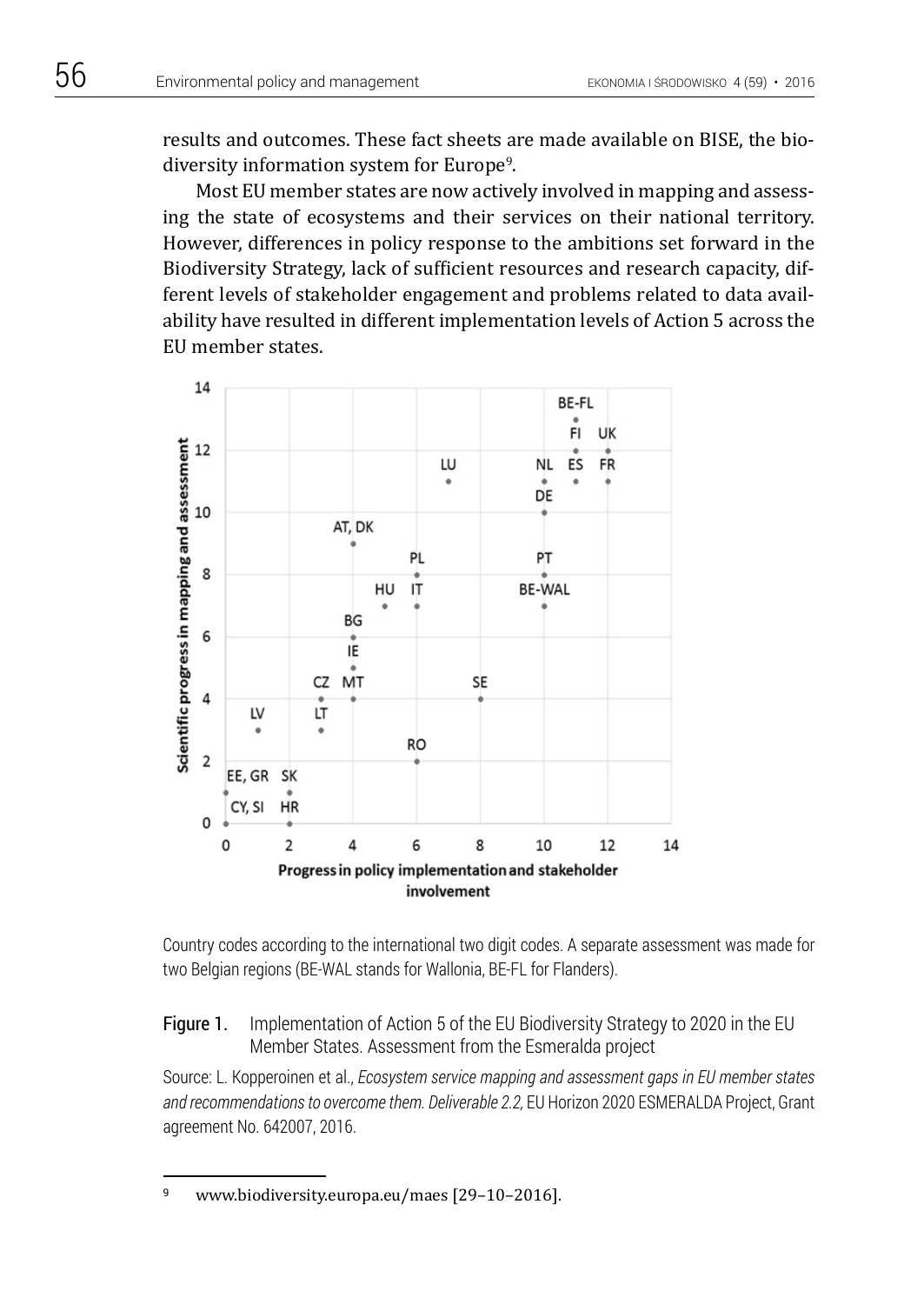results and outcomes. These fact sheets are made available on BISE, the biodiversity information system for Europe[9].

Most EU member states are now actively involved in mapping and assessing the state of ecosystems and their services on their national territory. However, differences in policy response to the ambitions set forward in the Biodiversity Strategy, lack of sufficient resources and research capacity, different levels of stakeholder engagement and problems related to data availability have resulted in different implementation levels of Action 5 across the EU member states.

Country codes according to the international two digit codes. A separate assessment was made for two Belgian regions (BE-WAL stands for Wallonia, BE-FL for Flanders).

**Figure 1.** Implementation of Action 5 of the EU Biodiversity Strategy to 2020 in the EU Member States. Assessment from the Esmeralda project

Source: L. Kopperoinen et al., *Ecosystem service mapping and assessment gaps in EU member states and recommendations to overcome them. Deliverable 2.2,* EU Horizon 2020 ESMERALDA Project, Grant agreement No. 642007, 2016.

---

[9] www.biodiversity.europa.eu/maes [29–10–2016].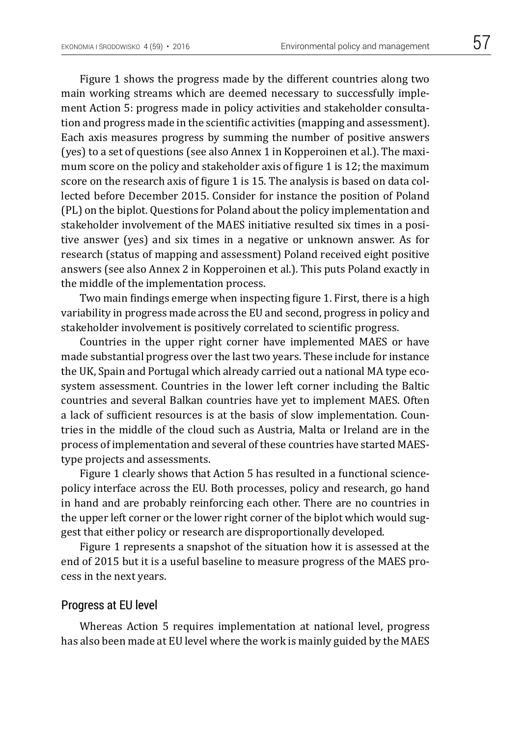Figure 1 shows the progress made by the different countries along two main working streams which are deemed necessary to successfully implement Action 5: progress made in policy activities and stakeholder consultation and progress made in the scientific activities (mapping and assessment). Each axis measures progress by summing the number of positive answers (yes) to a set of questions (see also Annex 1 in Kopperoinen et al.). The maximum score on the policy and stakeholder axis of figure 1 is 12; the maximum score on the research axis of figure 1 is 15. The analysis is based on data collected before December 2015. Consider for instance the position of Poland (PL) on the biplot. Questions for Poland about the policy implementation and stakeholder involvement of the MAES initiative resulted six times in a positive answer (yes) and six times in a negative or unknown answer. As for research (status of mapping and assessment) Poland received eight positive answers (see also Annex 2 in Kopperoinen et al.). This puts Poland exactly in the middle of the implementation process.

Two main findings emerge when inspecting figure 1. First, there is a high variability in progress made across the EU and second, progress in policy and stakeholder involvement is positively correlated to scientific progress.

Countries in the upper right corner have implemented MAES or have made substantial progress over the last two years. These include for instance the UK, Spain and Portugal which already carried out a national MA type ecosystem assessment. Countries in the lower left corner including the Baltic countries and several Balkan countries have yet to implement MAES. Often a lack of sufficient resources is at the basis of slow implementation. Countries in the middle of the cloud such as Austria, Malta or Ireland are in the process of implementation and several of these countries have started MAES-type projects and assessments.

Figure 1 clearly shows that Action 5 has resulted in a functional science-policy interface across the EU. Both processes, policy and research, go hand in hand and are probably reinforcing each other. There are no countries in the upper left corner or the lower right corner of the biplot which would suggest that either policy or research are disproportionally developed.

Figure 1 represents a snapshot of the situation how it is assessed at the end of 2015 but it is a useful baseline to measure progress of the MAES process in the next years.

## Progress at EU level

Whereas Action 5 requires implementation at national level, progress has also been made at EU level where the work is mainly guided by the MAES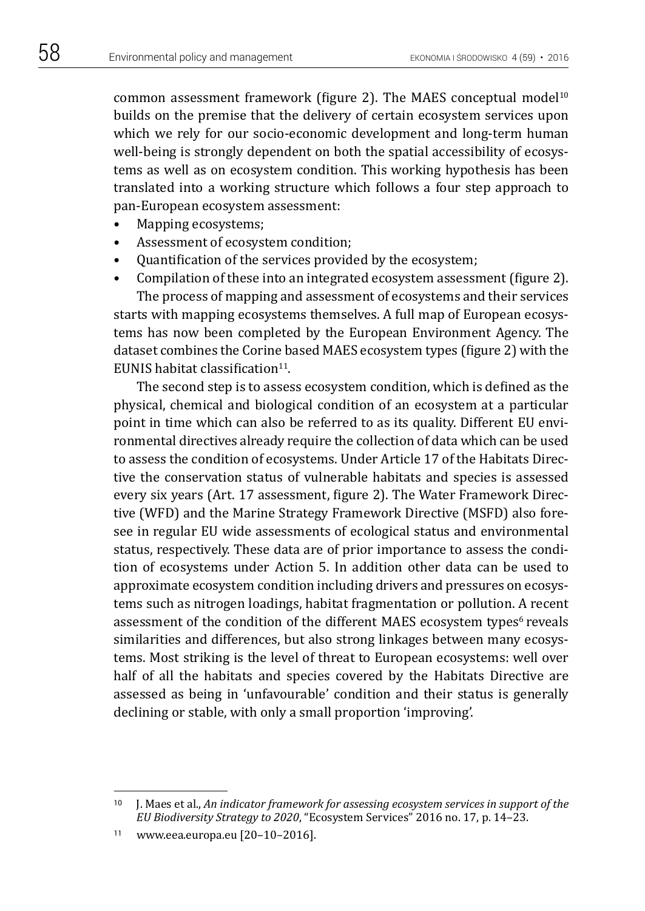common assessment framework (figure 2). The MAES conceptual model[10] builds on the premise that the delivery of certain ecosystem services upon which we rely for our socio-economic development and long-term human well-being is strongly dependent on both the spatial accessibility of ecosystems as well as on ecosystem condition. This working hypothesis has been translated into a working structure which follows a four step approach to pan-European ecosystem assessment:

- Mapping ecosystems;
- Assessment of ecosystem condition;
- Quantification of the services provided by the ecosystem;
- Compilation of these into an integrated ecosystem assessment (figure 2).

The process of mapping and assessment of ecosystems and their services starts with mapping ecosystems themselves. A full map of European ecosystems has now been completed by the European Environment Agency. The dataset combines the Corine based MAES ecosystem types (figure 2) with the EUNIS habitat classification[11].

The second step is to assess ecosystem condition, which is defined as the physical, chemical and biological condition of an ecosystem at a particular point in time which can also be referred to as its quality. Different EU environmental directives already require the collection of data which can be used to assess the condition of ecosystems. Under Article 17 of the Habitats Directive the conservation status of vulnerable habitats and species is assessed every six years (Art. 17 assessment, figure 2). The Water Framework Directive (WFD) and the Marine Strategy Framework Directive (MSFD) also foresee in regular EU wide assessments of ecological status and environmental status, respectively. These data are of prior importance to assess the condition of ecosystems under Action 5. In addition other data can be used to approximate ecosystem condition including drivers and pressures on ecosystems such as nitrogen loadings, habitat fragmentation or pollution. A recent assessment of the condition of the different MAES ecosystem types[6] reveals similarities and differences, but also strong linkages between many ecosystems. Most striking is the level of threat to European ecosystems: well over half of all the habitats and species covered by the Habitats Directive are assessed as being in 'unfavourable' condition and their status is generally declining or stable, with only a small proportion 'improving'.

---

[10] J. Maes et al., *An indicator framework for assessing ecosystem services in support of the EU Biodiversity Strategy to 2020*, "Ecosystem Services" 2016 no. 17, p. 14–23.

[11] www.eea.europa.eu [20–10–2016].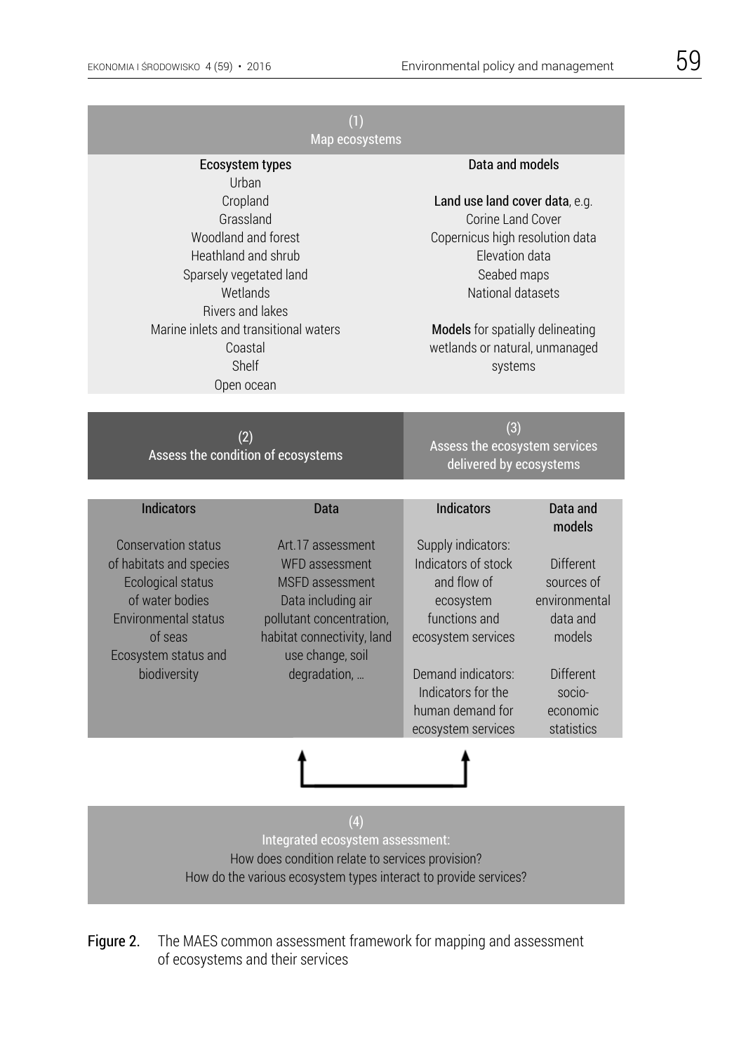**(1) Map ecosystems**

| Ecosystem types | Data and models |
| --- | --- |
| Urban<br>Cropland<br>Grassland<br>Woodland and forest<br>Heathland and shrub<br>Sparsely vegetated land<br>Wetlands<br>Rivers and lakes<br>Marine inlets and transitional waters<br>Coastal<br>Shelf<br>Open ocean | **Land use land cover data**, e.g.<br>Corine Land Cover<br>Copernicus high resolution data<br>Elevation data<br>Seabed maps<br>National datasets<br><br>**Models** for spatially delineating wetlands or natural, unmanaged systems |

| (2) Assess the condition of ecosystems | | (3) Assess the ecosystem services delivered by ecosystems | |
| --- | --- | --- | --- |
| **Indicators** | **Data** | **Indicators** | **Data and models** |
| Conservation status of habitats and species<br>Ecological status of water bodies<br>Environmental status of seas<br>Ecosystem status and biodiversity | Art.17 assessment<br>WFD assessment<br>MSFD assessment<br>Data including air pollutant concentration, habitat connectivity, land use change, soil degradation, … | Supply indicators:<br>Indicators of stock and flow of ecosystem functions and ecosystem services | Different sources of environmental data and models |
| | | Demand indicators:<br>Indicators for the human demand for ecosystem services | Different socio-economic statistics |

**(4) Integrated ecosystem assessment:**
How does condition relate to services provision?
How do the various ecosystem types interact to provide services?

**Figure 2.** The MAES common assessment framework for mapping and assessment of ecosystems and their services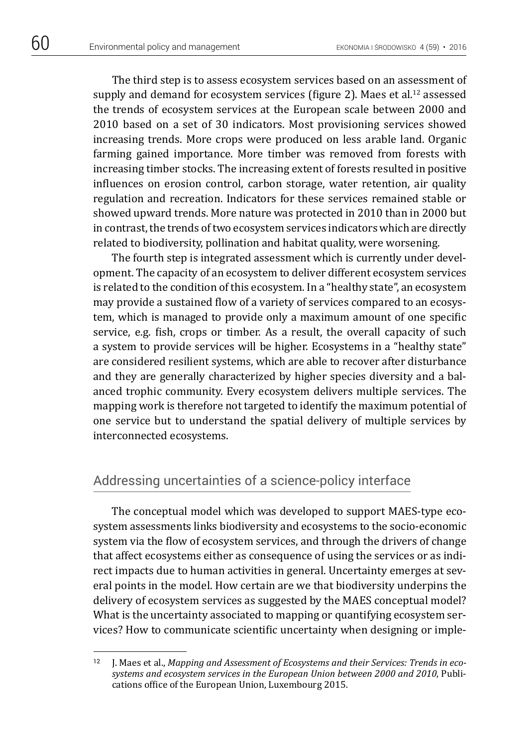The third step is to assess ecosystem services based on an assessment of supply and demand for ecosystem services (figure 2). Maes et al.[12] assessed the trends of ecosystem services at the European scale between 2000 and 2010 based on a set of 30 indicators. Most provisioning services showed increasing trends. More crops were produced on less arable land. Organic farming gained importance. More timber was removed from forests with increasing timber stocks. The increasing extent of forests resulted in positive influences on erosion control, carbon storage, water retention, air quality regulation and recreation. Indicators for these services remained stable or showed upward trends. More nature was protected in 2010 than in 2000 but in contrast, the trends of two ecosystem services indicators which are directly related to biodiversity, pollination and habitat quality, were worsening.

The fourth step is integrated assessment which is currently under development. The capacity of an ecosystem to deliver different ecosystem services is related to the condition of this ecosystem. In a "healthy state", an ecosystem may provide a sustained flow of a variety of services compared to an ecosystem, which is managed to provide only a maximum amount of one specific service, e.g. fish, crops or timber. As a result, the overall capacity of such a system to provide services will be higher. Ecosystems in a "healthy state" are considered resilient systems, which are able to recover after disturbance and they are generally characterized by higher species diversity and a balanced trophic community. Every ecosystem delivers multiple services. The mapping work is therefore not targeted to identify the maximum potential of one service but to understand the spatial delivery of multiple services by interconnected ecosystems.

## Addressing uncertainties of a science-policy interface

The conceptual model which was developed to support MAES-type ecosystem assessments links biodiversity and ecosystems to the socio-economic system via the flow of ecosystem services, and through the drivers of change that affect ecosystems either as consequence of using the services or as indirect impacts due to human activities in general. Uncertainty emerges at several points in the model. How certain are we that biodiversity underpins the delivery of ecosystem services as suggested by the MAES conceptual model? What is the uncertainty associated to mapping or quantifying ecosystem services? How to communicate scientific uncertainty when designing or imple-

---

[12] J. Maes et al., *Mapping and Assessment of Ecosystems and their Services: Trends in ecosystems and ecosystem services in the European Union between 2000 and 2010*, Publications office of the European Union, Luxembourg 2015.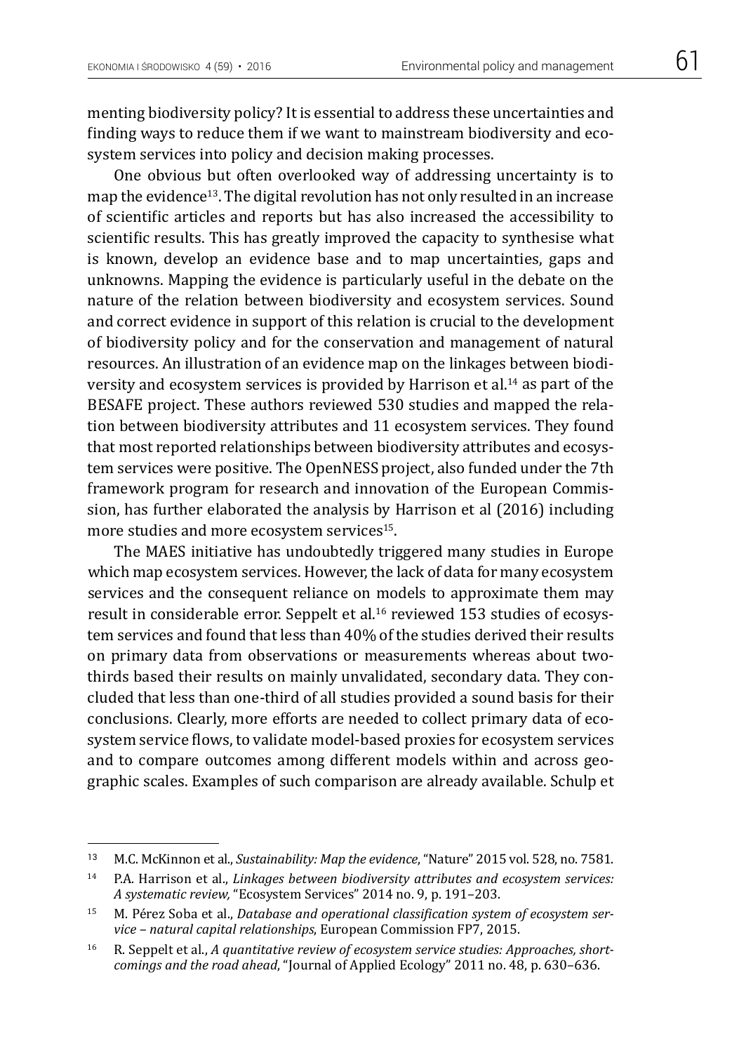menting biodiversity policy? It is essential to address these uncertainties and finding ways to reduce them if we want to mainstream biodiversity and ecosystem services into policy and decision making processes.

One obvious but often overlooked way of addressing uncertainty is to map the evidence[13]. The digital revolution has not only resulted in an increase of scientific articles and reports but has also increased the accessibility to scientific results. This has greatly improved the capacity to synthesise what is known, develop an evidence base and to map uncertainties, gaps and unknowns. Mapping the evidence is particularly useful in the debate on the nature of the relation between biodiversity and ecosystem services. Sound and correct evidence in support of this relation is crucial to the development of biodiversity policy and for the conservation and management of natural resources. An illustration of an evidence map on the linkages between biodiversity and ecosystem services is provided by Harrison et al.[14] as part of the BESAFE project. These authors reviewed 530 studies and mapped the relation between biodiversity attributes and 11 ecosystem services. They found that most reported relationships between biodiversity attributes and ecosystem services were positive. The OpenNESS project, also funded under the 7th framework program for research and innovation of the European Commission, has further elaborated the analysis by Harrison et al (2016) including more studies and more ecosystem services[15].

The MAES initiative has undoubtedly triggered many studies in Europe which map ecosystem services. However, the lack of data for many ecosystem services and the consequent reliance on models to approximate them may result in considerable error. Seppelt et al.[16] reviewed 153 studies of ecosystem services and found that less than 40% of the studies derived their results on primary data from observations or measurements whereas about two-thirds based their results on mainly unvalidated, secondary data. They concluded that less than one-third of all studies provided a sound basis for their conclusions. Clearly, more efforts are needed to collect primary data of ecosystem service flows, to validate model-based proxies for ecosystem services and to compare outcomes among different models within and across geographic scales. Examples of such comparison are already available. Schulp et

---

[13] M.C. McKinnon et al., *Sustainability: Map the evidence*, "Nature" 2015 vol. 528, no. 7581.

[14] P.A. Harrison et al., *Linkages between biodiversity attributes and ecosystem services: A systematic review,* "Ecosystem Services" 2014 no. 9, p. 191–203.

[15] M. Pérez Soba et al., *Database and operational classification system of ecosystem service – natural capital relationships*, European Commission FP7, 2015.

[16] R. Seppelt et al., *A quantitative review of ecosystem service studies: Approaches, shortcomings and the road ahead*, "Journal of Applied Ecology" 2011 no. 48, p. 630–636.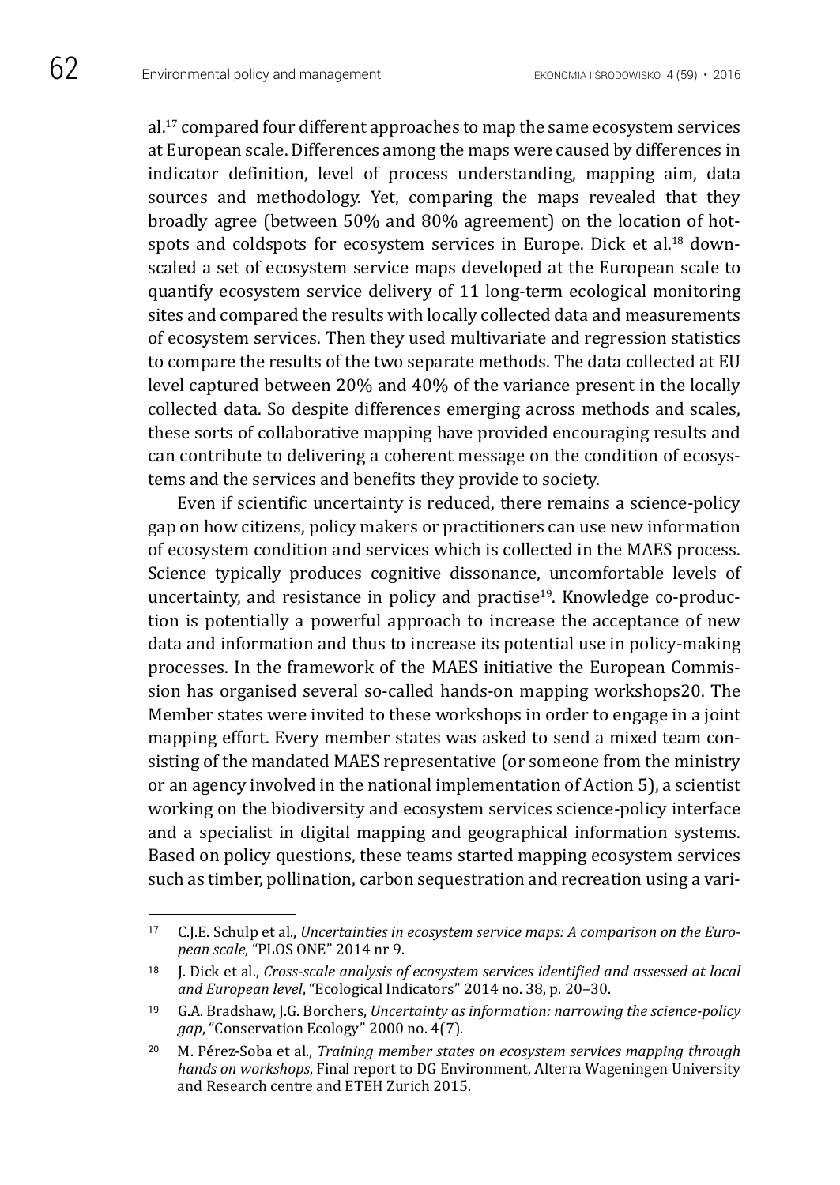al.[17] compared four different approaches to map the same ecosystem services at European scale. Differences among the maps were caused by differences in indicator definition, level of process understanding, mapping aim, data sources and methodology. Yet, comparing the maps revealed that they broadly agree (between 50% and 80% agreement) on the location of hotspots and coldspots for ecosystem services in Europe. Dick et al.[18] downscaled a set of ecosystem service maps developed at the European scale to quantify ecosystem service delivery of 11 long-term ecological monitoring sites and compared the results with locally collected data and measurements of ecosystem services. Then they used multivariate and regression statistics to compare the results of the two separate methods. The data collected at EU level captured between 20% and 40% of the variance present in the locally collected data. So despite differences emerging across methods and scales, these sorts of collaborative mapping have provided encouraging results and can contribute to delivering a coherent message on the condition of ecosystems and the services and benefits they provide to society.

Even if scientific uncertainty is reduced, there remains a science-policy gap on how citizens, policy makers or practitioners can use new information of ecosystem condition and services which is collected in the MAES process. Science typically produces cognitive dissonance, uncomfortable levels of uncertainty, and resistance in policy and practise[19]. Knowledge co-production is potentially a powerful approach to increase the acceptance of new data and information and thus to increase its potential use in policy-making processes. In the framework of the MAES initiative the European Commission has organised several so-called hands-on mapping workshops20. The Member states were invited to these workshops in order to engage in a joint mapping effort. Every member states was asked to send a mixed team consisting of the mandated MAES representative (or someone from the ministry or an agency involved in the national implementation of Action 5), a scientist working on the biodiversity and ecosystem services science-policy interface and a specialist in digital mapping and geographical information systems. Based on policy questions, these teams started mapping ecosystem services such as timber, pollination, carbon sequestration and recreation using a vari-

---

[17] C.J.E. Schulp et al., *Uncertainties in ecosystem service maps: A comparison on the European scale*, "PLOS ONE" 2014 nr 9.

[18] J. Dick et al., *Cross-scale analysis of ecosystem services identified and assessed at local and European level*, "Ecological Indicators" 2014 no. 38, p. 20–30.

[19] G.A. Bradshaw, J.G. Borchers, *Uncertainty as information: narrowing the science-policy gap*, "Conservation Ecology" 2000 no. 4(7).

[20] M. Pérez-Soba et al., *Training member states on ecosystem services mapping through hands on workshops*, Final report to DG Environment, Alterra Wageningen University and Research centre and ETEH Zurich 2015.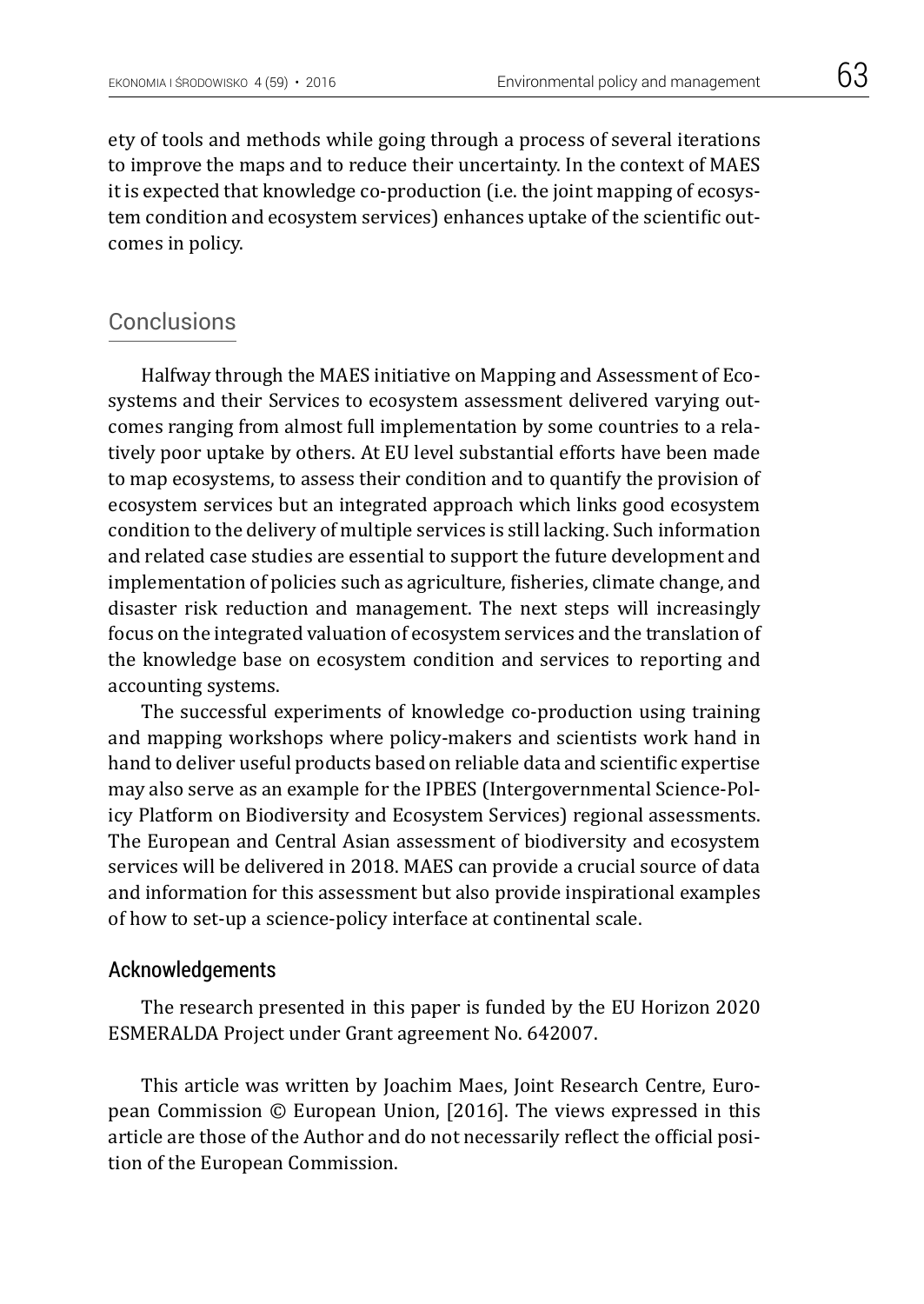ety of tools and methods while going through a process of several iterations to improve the maps and to reduce their uncertainty. In the context of MAES it is expected that knowledge co-production (i.e. the joint mapping of ecosystem condition and ecosystem services) enhances uptake of the scientific outcomes in policy.

## Conclusions

Halfway through the MAES initiative on Mapping and Assessment of Ecosystems and their Services to ecosystem assessment delivered varying outcomes ranging from almost full implementation by some countries to a relatively poor uptake by others. At EU level substantial efforts have been made to map ecosystems, to assess their condition and to quantify the provision of ecosystem services but an integrated approach which links good ecosystem condition to the delivery of multiple services is still lacking. Such information and related case studies are essential to support the future development and implementation of policies such as agriculture, fisheries, climate change, and disaster risk reduction and management. The next steps will increasingly focus on the integrated valuation of ecosystem services and the translation of the knowledge base on ecosystem condition and services to reporting and accounting systems.

The successful experiments of knowledge co-production using training and mapping workshops where policy-makers and scientists work hand in hand to deliver useful products based on reliable data and scientific expertise may also serve as an example for the IPBES (Intergovernmental Science-Policy Platform on Biodiversity and Ecosystem Services) regional assessments. The European and Central Asian assessment of biodiversity and ecosystem services will be delivered in 2018. MAES can provide a crucial source of data and information for this assessment but also provide inspirational examples of how to set-up a science-policy interface at continental scale.

### Acknowledgements

The research presented in this paper is funded by the EU Horizon 2020 ESMERALDA Project under Grant agreement No. 642007.

This article was written by Joachim Maes, Joint Research Centre, European Commission © European Union, [2016]. The views expressed in this article are those of the Author and do not necessarily reflect the official position of the European Commission.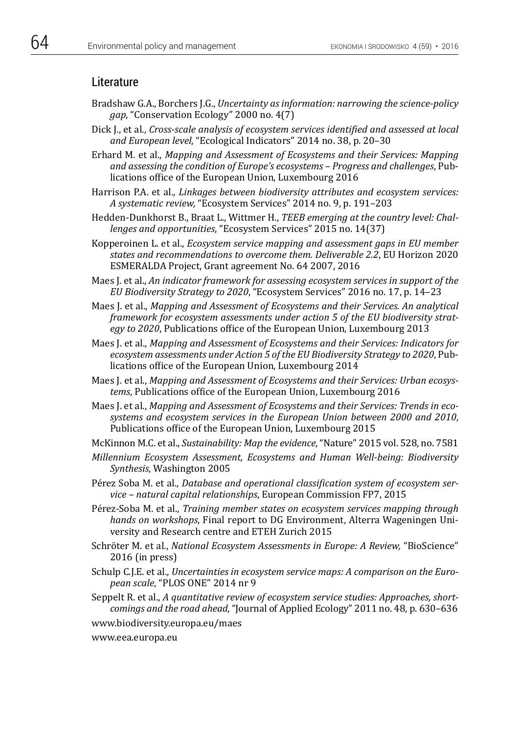## Literature

Bradshaw G.A., Borchers J.G., *Uncertainty as information: narrowing the science-policy gap*, "Conservation Ecology" 2000 no. 4(7)

Dick J., et al., *Cross-scale analysis of ecosystem services identified and assessed at local and European level*, "Ecological Indicators" 2014 no. 38, p. 20–30

Erhard M. et al., *Mapping and Assessment of Ecosystems and their Services: Mapping and assessing the condition of Europe's ecosystems – Progress and challenges*, Publications office of the European Union, Luxembourg 2016

Harrison P.A. et al., *Linkages between biodiversity attributes and ecosystem services: A systematic review,* "Ecosystem Services" 2014 no. 9, p. 191–203

Hedden-Dunkhorst B., Braat L., Wittmer H., *TEEB emerging at the country level: Challenges and opportunities*, "Ecosystem Services" 2015 no. 14(37)

Kopperoinen L. et al., *Ecosystem service mapping and assessment gaps in EU member states and recommendations to overcome them. Deliverable 2.2*, EU Horizon 2020 ESMERALDA Project, Grant agreement No. 64 2007, 2016

Maes J. et al., *An indicator framework for assessing ecosystem services in support of the EU Biodiversity Strategy to 2020*, "Ecosystem Services" 2016 no. 17, p. 14–23

Maes J. et al., *Mapping and Assessment of Ecosystems and their Services. An analytical framework for ecosystem assessments under action 5 of the EU biodiversity strategy to 2020*, Publications office of the European Union, Luxembourg 2013

Maes J. et al., *Mapping and Assessment of Ecosystems and their Services: Indicators for ecosystem assessments under Action 5 of the EU Biodiversity Strategy to 2020*, Publications office of the European Union, Luxembourg 2014

Maes J. et al., *Mapping and Assessment of Ecosystems and their Services: Urban ecosystems*, Publications office of the European Union, Luxembourg 2016

Maes J. et al., *Mapping and Assessment of Ecosystems and their Services: Trends in ecosystems and ecosystem services in the European Union between 2000 and 2010*, Publications office of the European Union, Luxembourg 2015

McKinnon M.C. et al., *Sustainability: Map the evidence*, "Nature" 2015 vol. 528, no. 7581

*Millennium Ecosystem Assessment, Ecosystems and Human Well-being: Biodiversity Synthesis*, Washington 2005

Pérez Soba M. et al., *Database and operational classification system of ecosystem service – natural capital relationships*, European Commission FP7, 2015

Pérez-Soba M. et al., *Training member states on ecosystem services mapping through hands on workshops*, Final report to DG Environment, Alterra Wageningen University and Research centre and ETEH Zurich 2015

Schröter M. et al., *National Ecosystem Assessments in Europe: A Review,* "BioScience" 2016 (in press)

Schulp C.J.E. et al., *Uncertainties in ecosystem service maps: A comparison on the European scale*, "PLOS ONE" 2014 nr 9

Seppelt R. et al., *A quantitative review of ecosystem service studies: Approaches, shortcomings and the road ahead*, "Journal of Applied Ecology" 2011 no. 48, p. 630–636

www.biodiversity.europa.eu/maes

www.eea.europa.eu